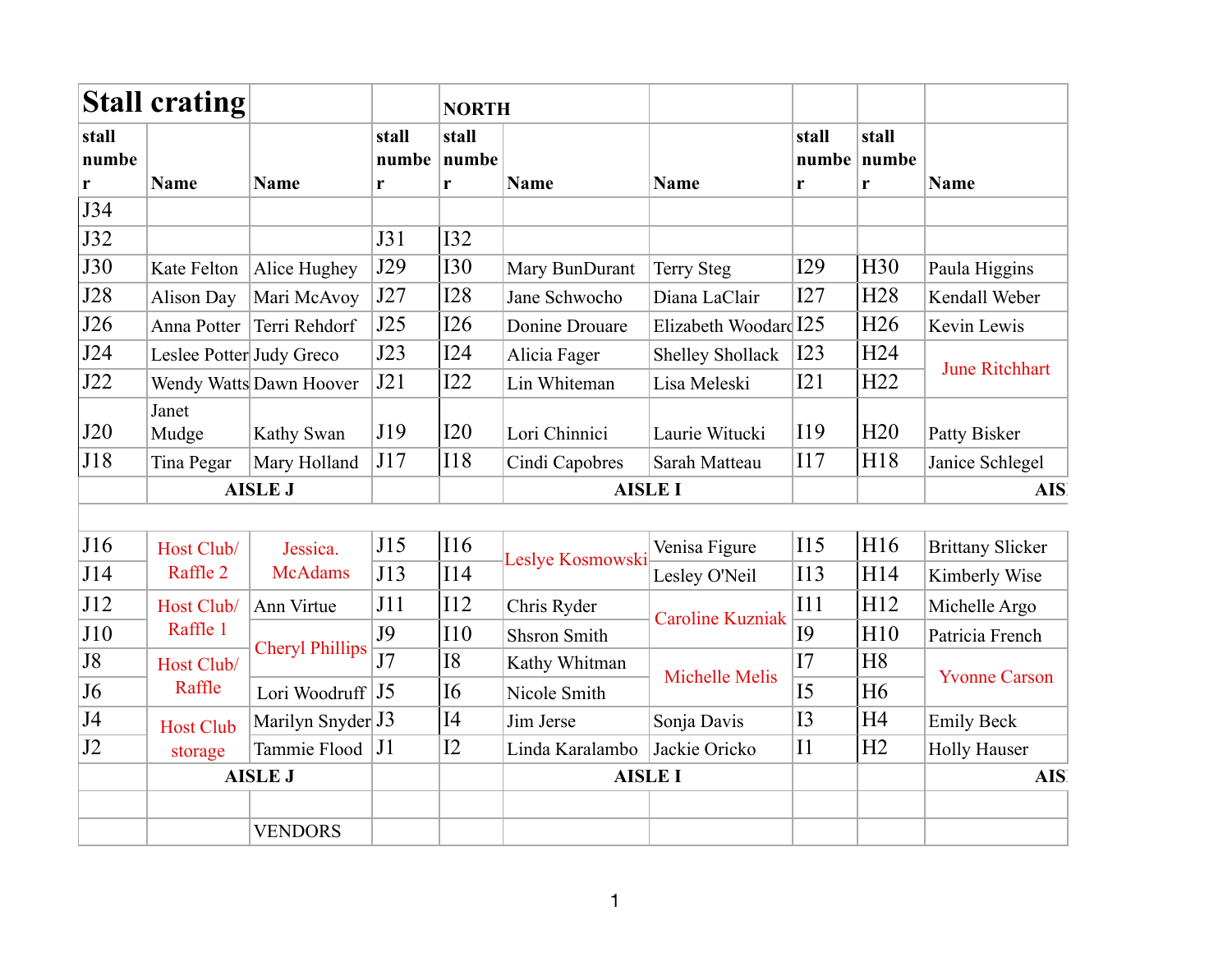# Stall crating

| stall number | Name | Name | stall number | stall number | Name | Name | stall number | stall number | Name |
|---|---|---|---|---|---|---|---|---|---|
| | | | | NORTH | | | | | |
| J34 | | | | | | | | | |
| J32 | | | J31 | I32 | | | | | |
| J30 | Kate Felton | Alice Hughey | J29 | I30 | Mary BunDurant | Terry Steg | I29 | H30 | Paula Higgins |
| J28 | Alison Day | Mari McAvoy | J27 | I28 | Jane Schwocho | Diana LaClair | I27 | H28 | Kendall Weber |
| J26 | Anna Potter | Terri Rehdorf | J25 | I26 | Donine Drouare | Elizabeth Woodard | I25 | H26 | Kevin Lewis |
| J24 | Leslee Potter | Judy Greco | J23 | I24 | Alicia Fager | Shelley Shollack | I23 | H24 | June Ritchhart |
| J22 | Wendy Watts | Dawn Hoover | J21 | I22 | Lin Whiteman | Lisa Meleski | I21 | H22 | |
| J20 | Janet Mudge | Kathy Swan | J19 | I20 | Lori Chinnici | Laurie Witucki | I19 | H20 | Patty Bisker |
| J18 | Tina Pegar | Mary Holland | J17 | I18 | Cindi Capobres | Sarah Matteau | I17 | H18 | Janice Schlegel |
| | AISLE J | | | | AISLE I | | | | AIS |
| | | | | | | | | | |
| J16 | Host Club/ Raffle 2 | Jessica. McAdams | J15 | I16 | Leslye Kosmowski | Venisa Figure | I15 | H16 | Brittany Slicker |
| J14 | | | J13 | I14 | | Lesley O'Neil | I13 | H14 | Kimberly Wise |
| J12 | Host Club/ Raffle 1 | Ann Virtue | J11 | I12 | Chris Ryder | Caroline Kuzniak | I11 | H12 | Michelle Argo |
| J10 | | Cheryl Phillips | J9 | I10 | Shsron Smith | | I9 | H10 | Patricia French |
| J8 | Host Club/ Raffle | | J7 | I8 | Kathy Whitman | Michelle Melis | I7 | H8 | Yvonne Carson |
| J6 | | Lori Woodruff | J5 | I6 | Nicole Smith | | I5 | H6 | |
| J4 | Host Club storage | Marilyn Snyder | J3 | I4 | Jim Jerse | Sonja Davis | I3 | H4 | Emily Beck |
| J2 | | Tammie Flood | J1 | I2 | Linda Karalambo | Jackie Oricko | I1 | H2 | Holly Hauser |
| | AISLE J | | | | AISLE I | | | | AIS |
| | | | | | | | | | |
| | | VENDORS | | | | | | | |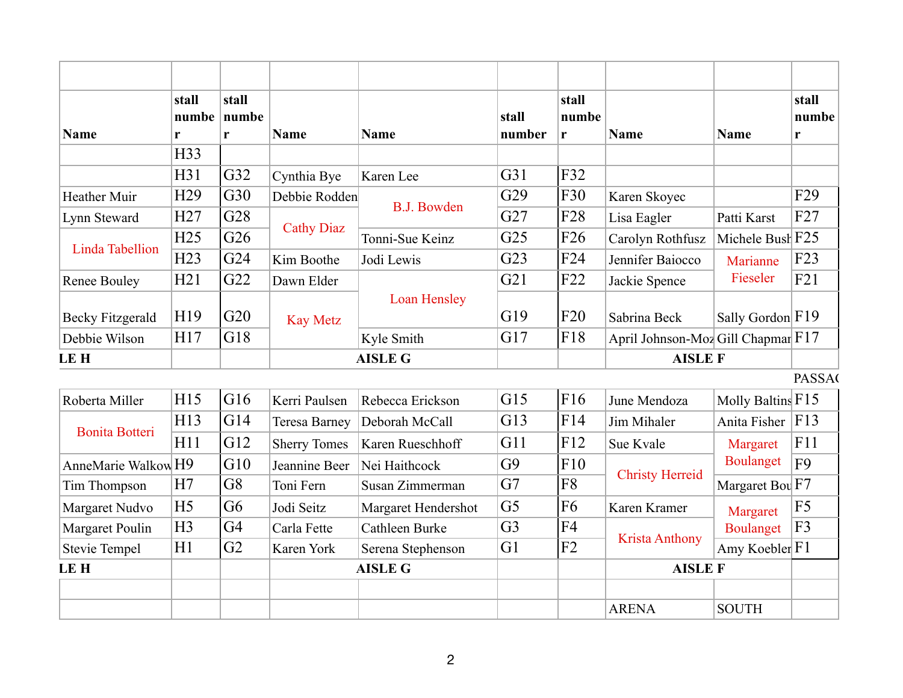| Name | stall number | stall number | Name | Name | stall number | stall number | Name | Name | stall number |
|---|---|---|---|---|---|---|---|---|---|
| | H33 | | | | | | | | |
| | H31 | G32 | Cynthia Bye | Karen Lee | G31 | F32 | | | |
| Heather Muir | H29 | G30 | Debbie Rodden | B.J. Bowden | G29 | F30 | Karen Skoyec | | F29 |
| Lynn Steward | H27 | G28 | Cathy Diaz | | G27 | F28 | Lisa Eagler | Patti Karst | F27 |
| Linda Tabellion | H25 | G26 | | Tonni-Sue Keinz | G25 | F26 | Carolyn Rothfusz | Michele Bush | F25 |
| | H23 | G24 | Kim Boothe | Jodi Lewis | G23 | F24 | Jennifer Baiocco | Marianne Fieseler | F23 |
| Renee Bouley | H21 | G22 | Dawn Elder | Loan Hensley | G21 | F22 | Jackie Spence | | F21 |
| Becky Fitzgerald | H19 | G20 | Kay Metz | | G19 | F20 | Sabrina Beck | Sally Gordon | F19 |
| Debbie Wilson | H17 | G18 | | Kyle Smith | G17 | F18 | April Johnson-Moz | Gill Chapman | F17 |
| LE H | | | AISLE G | | | | AISLE F | | |
| | | | | | | | | | PASSAG |
| Roberta Miller | H15 | G16 | Kerri Paulsen | Rebecca Erickson | G15 | F16 | June Mendoza | Molly Baltins | F15 |
| Bonita Botteri | H13 | G14 | Teresa Barney | Deborah McCall | G13 | F14 | Jim Mihaler | Anita Fisher | F13 |
| | H11 | G12 | Sherry Tomes | Karen Rueschhoff | G11 | F12 | Sue Kvale | Margaret Boulanget | F11 |
| AnneMarie Walkow | H9 | G10 | Jeannine Beer | Nei Haithcock | G9 | F10 | Christy Herreid | | F9 |
| Tim Thompson | H7 | G8 | Toni Fern | Susan Zimmerman | G7 | F8 | | Margaret Bou | F7 |
| Margaret Nudvo | H5 | G6 | Jodi Seitz | Margaret Hendershot | G5 | F6 | Karen Kramer | Margaret Boulanget | F5 |
| Margaret Poulin | H3 | G4 | Carla Fette | Cathleen Burke | G3 | F4 | Krista Anthony | | F3 |
| Stevie Tempel | H1 | G2 | Karen York | Serena Stephenson | G1 | F2 | | Amy Koebler | F1 |
| LE H | | | AISLE G | | | | AISLE F | | |
| | | | | | | | | | |
| | | | | | | | ARENA | SOUTH | |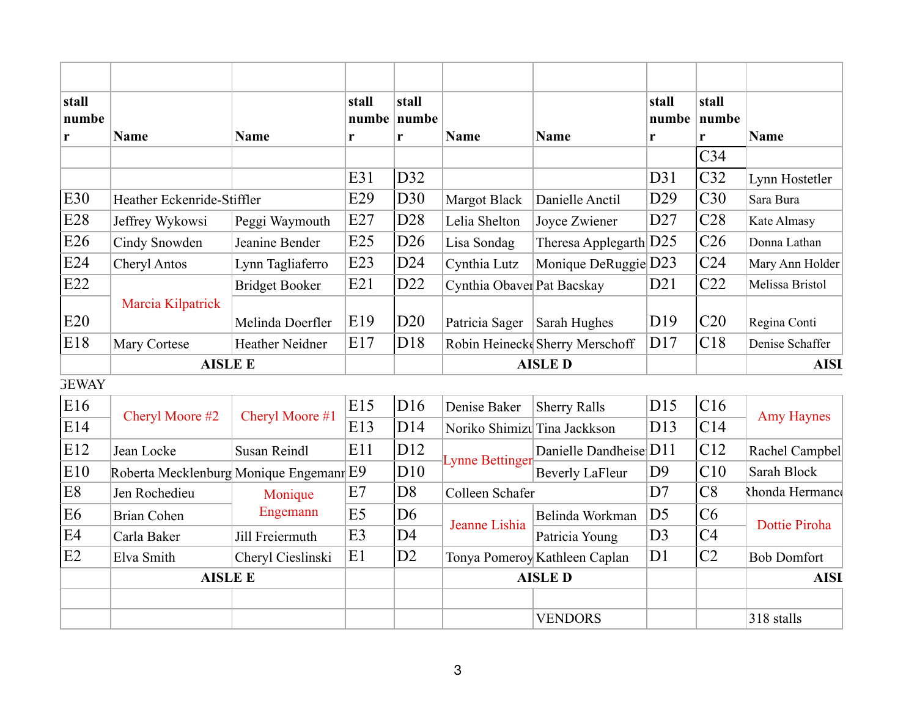| stall number | Name | Name | stall number | stall number | Name | Name | stall number | stall number | Name |
|---|---|---|---|---|---|---|---|---|---|
| | | | | | | | | C34 | |
| | | | E31 | D32 | | | D31 | C32 | Lynn Hostetler |
| E30 | Heather Eckenride-Stiffler | | E29 | D30 | Margot Black | Danielle Anctil | D29 | C30 | Sara Bura |
| E28 | Jeffrey Wykowsi | Peggi Waymouth | E27 | D28 | Lelia Shelton | Joyce Zwiener | D27 | C28 | Kate Almasy |
| E26 | Cindy Snowden | Jeanine Bender | E25 | D26 | Lisa Sondag | Theresa Applegarth | D25 | C26 | Donna Lathan |
| E24 | Cheryl Antos | Lynn Tagliaferro | E23 | D24 | Cynthia Lutz | Monique DeRuggie | D23 | C24 | Mary Ann Holder |
| E22 | Marcia Kilpatrick | Bridget Booker | E21 | D22 | Cynthia Obaver | Pat Bacskay | D21 | C22 | Melissa Bristol |
| E20 | | Melinda Doerfler | E19 | D20 | Patricia Sager | Sarah Hughes | D19 | C20 | Regina Conti |
| E18 | Mary Cortese | Heather Neidner | E17 | D18 | Robin Heinecke | Sherry Merschoff | D17 | C18 | Denise Schaffer |
| | AISLE E | | | | AISLE D | | | | AISL |
| GEWAY | | | | | | | | | |
| E16 | Cheryl Moore #2 | Cheryl Moore #1 | E15 | D16 | Denise Baker | Sherry Ralls | D15 | C16 | Amy Haynes |
| E14 | | | E13 | D14 | Noriko Shimizu | Tina Jackkson | D13 | C14 | |
| E12 | Jean Locke | Susan Reindl | E11 | D12 | Lynne Bettinger | Danielle Dandheiser | D11 | C12 | Rachel Campbel |
| E10 | Roberta Mecklenburg | Monique Engemann | E9 | D10 | | Beverly LaFleur | D9 | C10 | Sarah Block |
| E8 | Jen Rochedieu | Monique Engemann | E7 | D8 | Colleen Schafer | | D7 | C8 | Rhonda Hermance |
| E6 | Brian Cohen | | E5 | D6 | Jeanne Lishia | Belinda Workman | D5 | C6 | Dottie Piroha |
| E4 | Carla Baker | Jill Freiermuth | E3 | D4 | | Patricia Young | D3 | C4 | |
| E2 | Elva Smith | Cheryl Cieslinski | E1 | D2 | Tonya Pomeroy | Kathleen Caplan | D1 | C2 | Bob Domfort |
| | AISLE E | | | | AISLE D | | | | AISL |
| | | | | | | | | | |
| | | | | | | VENDORS | | | 318 stalls |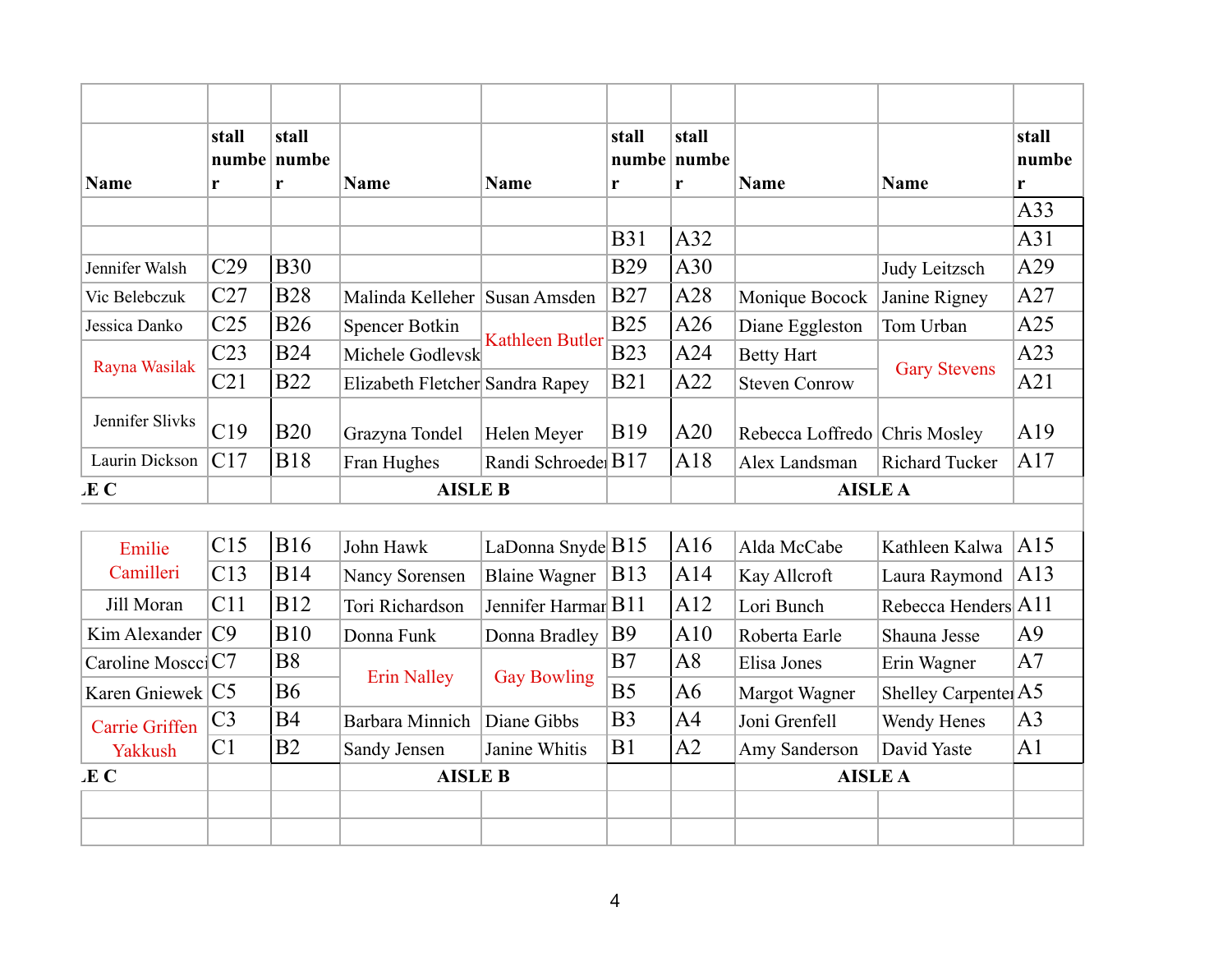| Name | stall number | stall number | Name | Name | stall number | stall number | Name | Name | stall number |
|---|---|---|---|---|---|---|---|---|---|
| | | | | | | | | | A33 |
| | | | | | B31 | A32 | | | A31 |
| Jennifer Walsh | C29 | B30 | | | B29 | A30 | | Judy Leitzsch | A29 |
| Vic Belebczuk | C27 | B28 | Malinda Kelleher | Susan Amsden | B27 | A28 | Monique Bocock | Janine Rigney | A27 |
| Jessica Danko | C25 | B26 | Spencer Botkin | Kathleen Butler | B25 | A26 | Diane Eggleston | Tom Urban | A25 |
| Rayna Wasilak | C23 | B24 | Michele Godlevsk | | B23 | A24 | Betty Hart | Gary Stevens | A23 |
| | C21 | B22 | Elizabeth Fletcher | Sandra Rapey | B21 | A22 | Steven Conrow | | A21 |
| Jennifer Slivks | C19 | B20 | Grazyna Tondel | Helen Meyer | B19 | A20 | Rebecca Loffredo | Chris Mosley | A19 |
| Laurin Dickson | C17 | B18 | Fran Hughes | Randi Schroeder | B17 | A18 | Alex Landsman | Richard Tucker | A17 |
| **LE C** | | | **AISLE B** | | | | **AISLE A** | | |
| | | | | | | | | | |
| Emilie Camilleri | C15 | B16 | John Hawk | LaDonna Snyde | B15 | A16 | Alda McCabe | Kathleen Kalwa | A15 |
| | C13 | B14 | Nancy Sorensen | Blaine Wagner | B13 | A14 | Kay Allcroft | Laura Raymond | A13 |
| Jill Moran | C11 | B12 | Tori Richardson | Jennifer Harmar | B11 | A12 | Lori Bunch | Rebecca Henders | A11 |
| Kim Alexander | C9 | B10 | Donna Funk | Donna Bradley | B9 | A10 | Roberta Earle | Shauna Jesse | A9 |
| Caroline Moscci | C7 | B8 | Erin Nalley | Gay Bowling | B7 | A8 | Elisa Jones | Erin Wagner | A7 |
| Karen Gniewek | C5 | B6 | | | B5 | A6 | Margot Wagner | Shelley Carpenter | A5 |
| Carrie Griffen Yakkush | C3 | B4 | Barbara Minnich | Diane Gibbs | B3 | A4 | Joni Grenfell | Wendy Henes | A3 |
| | C1 | B2 | Sandy Jensen | Janine Whitis | B1 | A2 | Amy Sanderson | David Yaste | A1 |
| **LE C** | | | **AISLE B** | | | | **AISLE A** | | |